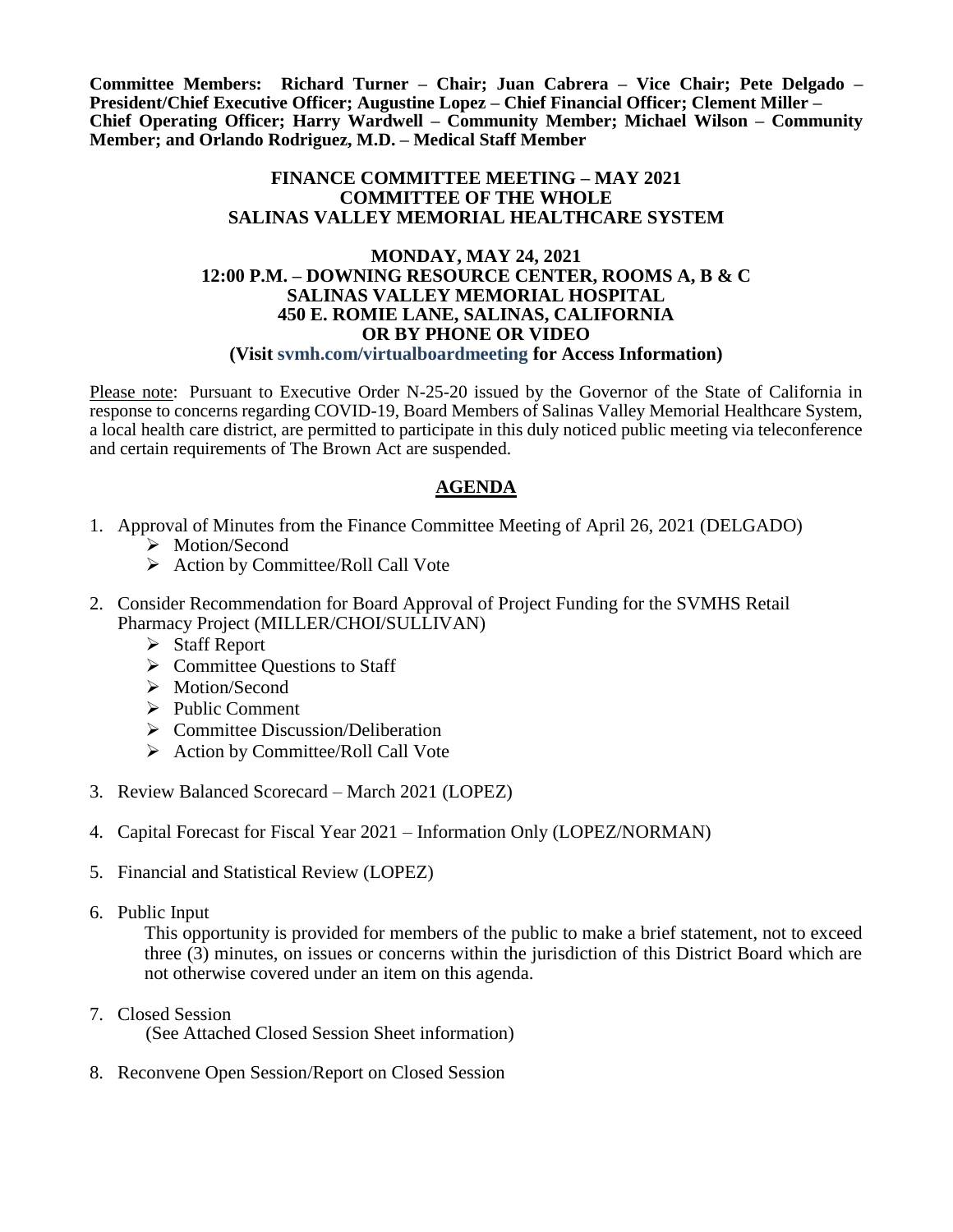**Committee Members: Richard Turner – Chair; Juan Cabrera – Vice Chair; Pete Delgado – President/Chief Executive Officer; Augustine Lopez – Chief Financial Officer; Clement Miller – Chief Operating Officer; Harry Wardwell – Community Member; Michael Wilson – Community Member; and Orlando Rodriguez, M.D. – Medical Staff Member**

**FINANCE COMMITTEE MEETING – MAY 2021**
**COMMITTEE OF THE WHOLE**
**SALINAS VALLEY MEMORIAL HEALTHCARE SYSTEM**

**MONDAY, MAY 24, 2021**
**12:00 P.M. – DOWNING RESOURCE CENTER, ROOMS A, B & C**
**SALINAS VALLEY MEMORIAL HOSPITAL**
**450 E. ROMIE LANE, SALINAS, CALIFORNIA**
**OR BY PHONE OR VIDEO**
**(Visit svmh.com/virtualboardmeeting for Access Information)**

Please note: Pursuant to Executive Order N-25-20 issued by the Governor of the State of California in response to concerns regarding COVID-19, Board Members of Salinas Valley Memorial Healthcare System, a local health care district, are permitted to participate in this duly noticed public meeting via teleconference and certain requirements of The Brown Act are suspended.

## AGENDA

1. Approval of Minutes from the Finance Committee Meeting of April 26, 2021 (DELGADO)
   - Motion/Second
   - Action by Committee/Roll Call Vote

2. Consider Recommendation for Board Approval of Project Funding for the SVMHS Retail Pharmacy Project (MILLER/CHOI/SULLIVAN)
   - Staff Report
   - Committee Questions to Staff
   - Motion/Second
   - Public Comment
   - Committee Discussion/Deliberation
   - Action by Committee/Roll Call Vote

3. Review Balanced Scorecard – March 2021 (LOPEZ)

4. Capital Forecast for Fiscal Year 2021 – Information Only (LOPEZ/NORMAN)

5. Financial and Statistical Review (LOPEZ)

6. Public Input

   This opportunity is provided for members of the public to make a brief statement, not to exceed three (3) minutes, on issues or concerns within the jurisdiction of this District Board which are not otherwise covered under an item on this agenda.

7. Closed Session

   (See Attached Closed Session Sheet information)

8. Reconvene Open Session/Report on Closed Session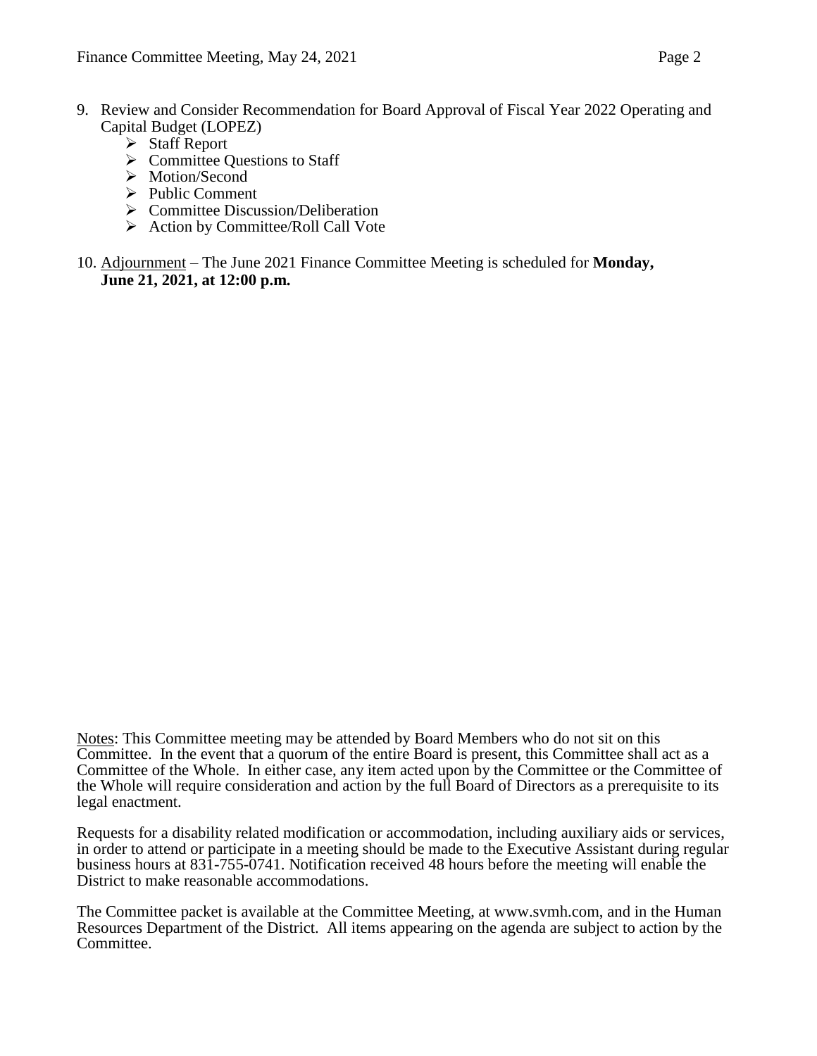9. Review and Consider Recommendation for Board Approval of Fiscal Year 2022 Operating and Capital Budget (LOPEZ)
   - Staff Report
   - Committee Questions to Staff
   - Motion/Second
   - Public Comment
   - Committee Discussion/Deliberation
   - Action by Committee/Roll Call Vote

10. Adjournment – The June 2021 Finance Committee Meeting is scheduled for **Monday, June 21, 2021, at 12:00 p.m.**

Notes: This Committee meeting may be attended by Board Members who do not sit on this Committee. In the event that a quorum of the entire Board is present, this Committee shall act as a Committee of the Whole. In either case, any item acted upon by the Committee or the Committee of the Whole will require consideration and action by the full Board of Directors as a prerequisite to its legal enactment.

Requests for a disability related modification or accommodation, including auxiliary aids or services, in order to attend or participate in a meeting should be made to the Executive Assistant during regular business hours at 831-755-0741. Notification received 48 hours before the meeting will enable the District to make reasonable accommodations.

The Committee packet is available at the Committee Meeting, at www.svmh.com, and in the Human Resources Department of the District. All items appearing on the agenda are subject to action by the Committee.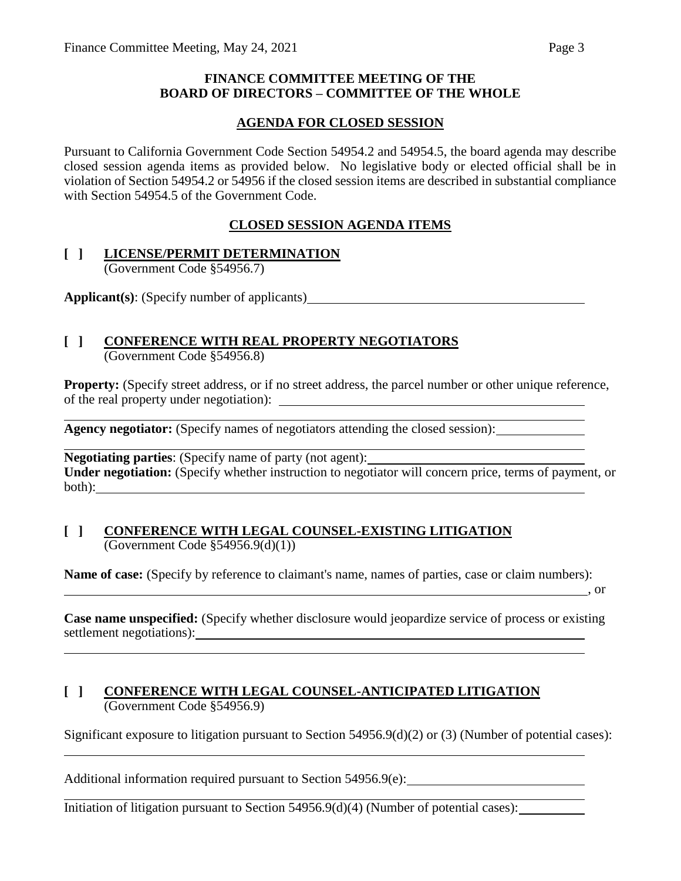**FINANCE COMMITTEE MEETING OF THE BOARD OF DIRECTORS – COMMITTEE OF THE WHOLE**

**AGENDA FOR CLOSED SESSION**

Pursuant to California Government Code Section 54954.2 and 54954.5, the board agenda may describe closed session agenda items as provided below. No legislative body or elected official shall be in violation of Section 54954.2 or 54956 if the closed session items are described in substantial compliance with Section 54954.5 of the Government Code.

**CLOSED SESSION AGENDA ITEMS**

**[ ] LICENSE/PERMIT DETERMINATION**
(Government Code §54956.7)

**Applicant(s)**: (Specify number of applicants)

**[ ] CONFERENCE WITH REAL PROPERTY NEGOTIATORS**
(Government Code §54956.8)

**Property:** (Specify street address, or if no street address, the parcel number or other unique reference, of the real property under negotiation):

**Agency negotiator:** (Specify names of negotiators attending the closed session):

**Negotiating parties**: (Specify name of party (not agent):

**Under negotiation:** (Specify whether instruction to negotiator will concern price, terms of payment, or both):

**[ ] CONFERENCE WITH LEGAL COUNSEL-EXISTING LITIGATION**
(Government Code §54956.9(d)(1))

**Name of case:** (Specify by reference to claimant's name, names of parties, case or claim numbers):

, or

**Case name unspecified:** (Specify whether disclosure would jeopardize service of process or existing settlement negotiations):

**[ ] CONFERENCE WITH LEGAL COUNSEL-ANTICIPATED LITIGATION**
(Government Code §54956.9)

Significant exposure to litigation pursuant to Section 54956.9(d)(2) or (3) (Number of potential cases):

Additional information required pursuant to Section 54956.9(e):

Initiation of litigation pursuant to Section 54956.9(d)(4) (Number of potential cases):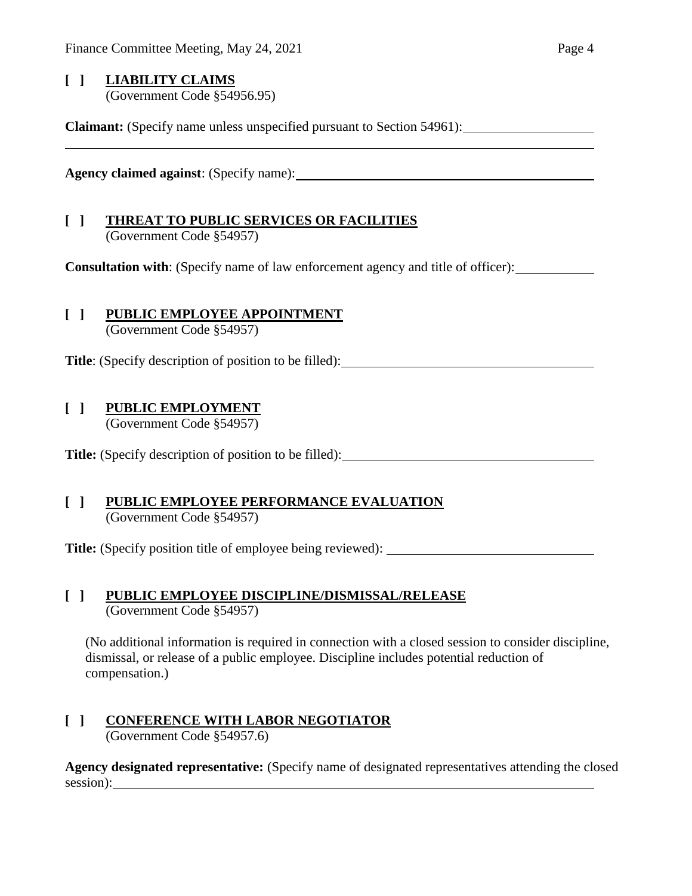**[ ] LIABILITY CLAIMS**
(Government Code §54956.95)

**Claimant:** (Specify name unless unspecified pursuant to Section 54961): \_\_\_\_\_\_\_\_\_\_\_\_\_\_\_\_\_\_\_\_

**Agency claimed against**: (Specify name): \_\_\_\_\_\_\_\_\_\_\_\_\_\_\_\_\_\_\_\_

**[ ] THREAT TO PUBLIC SERVICES OR FACILITIES**
(Government Code §54957)

**Consultation with**: (Specify name of law enforcement agency and title of officer): \_\_\_\_\_\_\_\_\_\_\_\_

**[ ] PUBLIC EMPLOYEE APPOINTMENT**
(Government Code §54957)

**Title**: (Specify description of position to be filled): \_\_\_\_\_\_\_\_\_\_\_\_\_\_\_\_\_\_\_\_

**[ ] PUBLIC EMPLOYMENT**
(Government Code §54957)

**Title:** (Specify description of position to be filled): \_\_\_\_\_\_\_\_\_\_\_\_\_\_\_\_\_\_\_\_

**[ ] PUBLIC EMPLOYEE PERFORMANCE EVALUATION**
(Government Code §54957)

**Title:** (Specify position title of employee being reviewed): \_\_\_\_\_\_\_\_\_\_\_\_\_\_\_\_\_\_\_\_

**[ ] PUBLIC EMPLOYEE DISCIPLINE/DISMISSAL/RELEASE**
(Government Code §54957)

(No additional information is required in connection with a closed session to consider discipline, dismissal, or release of a public employee. Discipline includes potential reduction of compensation.)

**[ ] CONFERENCE WITH LABOR NEGOTIATOR**
(Government Code §54957.6)

**Agency designated representative:** (Specify name of designated representatives attending the closed session): \_\_\_\_\_\_\_\_\_\_\_\_\_\_\_\_\_\_\_\_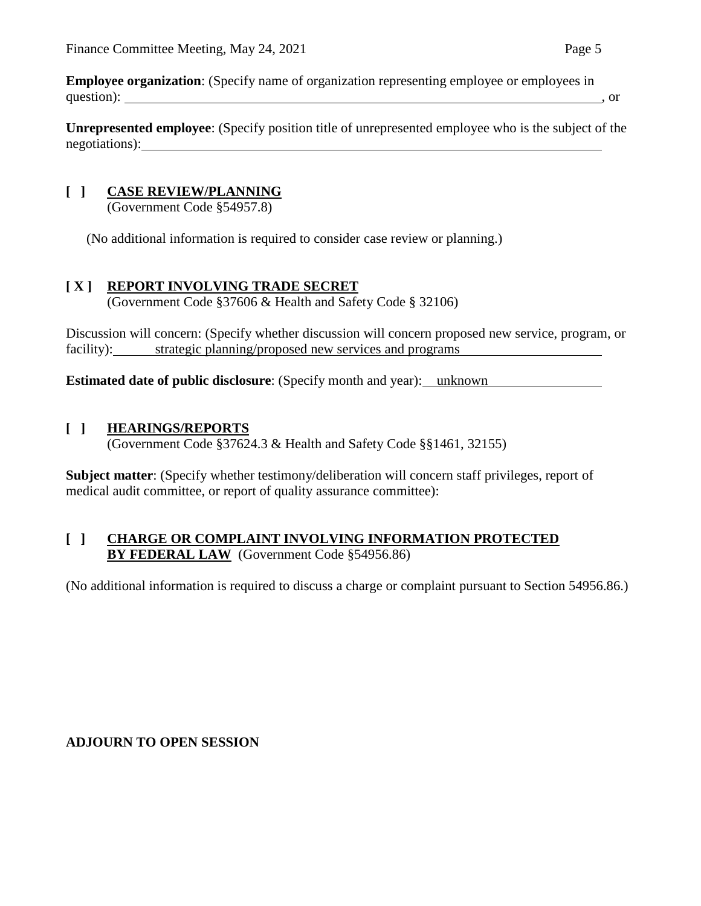**Employee organization**: (Specify name of organization representing employee or employees in question): \_\_\_\_\_\_\_\_\_\_\_\_\_\_\_\_\_\_\_\_\_\_\_\_\_\_\_\_\_\_\_\_\_\_\_\_\_\_\_\_\_\_\_\_, or

**Unrepresented employee**: (Specify position title of unrepresented employee who is the subject of the negotiations): \_\_\_\_\_\_\_\_\_\_\_\_\_\_\_\_\_\_\_\_\_\_\_\_\_\_\_\_\_\_\_\_\_\_\_\_\_\_\_\_\_\_\_\_

**[ ] CASE REVIEW/PLANNING**
(Government Code §54957.8)

(No additional information is required to consider case review or planning.)

**[ X ] REPORT INVOLVING TRADE SECRET**
(Government Code §37606 & Health and Safety Code § 32106)

Discussion will concern: (Specify whether discussion will concern proposed new service, program, or facility): strategic planning/proposed new services and programs

**Estimated date of public disclosure**: (Specify month and year): unknown

**[ ] HEARINGS/REPORTS**
(Government Code §37624.3 & Health and Safety Code §§1461, 32155)

**Subject matter**: (Specify whether testimony/deliberation will concern staff privileges, report of medical audit committee, or report of quality assurance committee):

**[ ] CHARGE OR COMPLAINT INVOLVING INFORMATION PROTECTED BY FEDERAL LAW** (Government Code §54956.86)

(No additional information is required to discuss a charge or complaint pursuant to Section 54956.86.)

**ADJOURN TO OPEN SESSION**